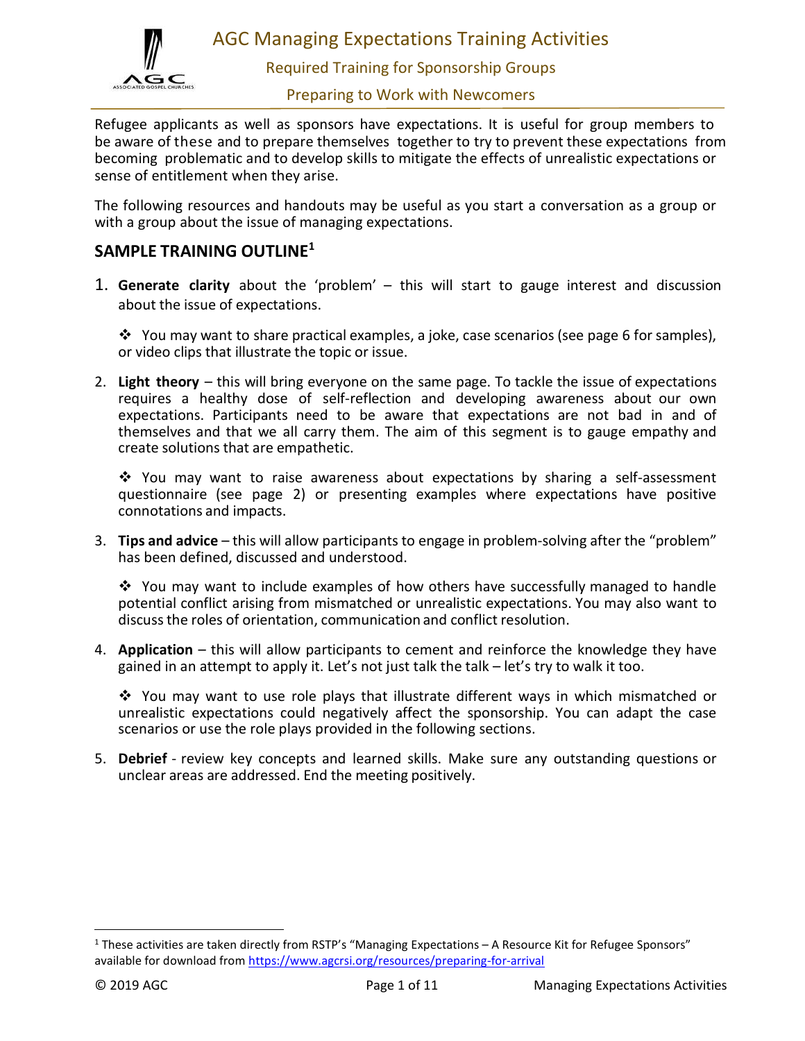# AGC Managing Expectations Training Activities

Required Training for Sponsorship Groups

Preparing to Work with Newcomers

Refugee applicants as well as sponsors have expectations. It is useful for group members to be aware of these and to prepare themselves together to try to prevent these expectations from becoming problematic and to develop skills to mitigate the effects of unrealistic expectations or sense of entitlement when they arise.

The following resources and handouts may be useful as you start a conversation as a group or with a group about the issue of managing expectations.

## SAMPLE TRAINING OUTLINE[1]

1. **Generate clarity** about the 'problem' – this will start to gauge interest and discussion about the issue of expectations.

   ❖ You may want to share practical examples, a joke, case scenarios (see page 6 for samples), or video clips that illustrate the topic or issue.

2. **Light theory** – this will bring everyone on the same page. To tackle the issue of expectations requires a healthy dose of self-reflection and developing awareness about our own expectations. Participants need to be aware that expectations are not bad in and of themselves and that we all carry them. The aim of this segment is to gauge empathy and create solutions that are empathetic.

   ❖ You may want to raise awareness about expectations by sharing a self-assessment questionnaire (see page 2) or presenting examples where expectations have positive connotations and impacts.

3. **Tips and advice** – this will allow participants to engage in problem-solving after the "problem" has been defined, discussed and understood.

   ❖ You may want to include examples of how others have successfully managed to handle potential conflict arising from mismatched or unrealistic expectations. You may also want to discuss the roles of orientation, communication and conflict resolution.

4. **Application** – this will allow participants to cement and reinforce the knowledge they have gained in an attempt to apply it. Let's not just talk the talk – let's try to walk it too.

   ❖ You may want to use role plays that illustrate different ways in which mismatched or unrealistic expectations could negatively affect the sponsorship. You can adapt the case scenarios or use the role plays provided in the following sections.

5. **Debrief** - review key concepts and learned skills. Make sure any outstanding questions or unclear areas are addressed. End the meeting positively.

---

[1] These activities are taken directly from RSTP's "Managing Expectations – A Resource Kit for Refugee Sponsors" available for download from https://www.agcrsi.org/resources/preparing-for-arrival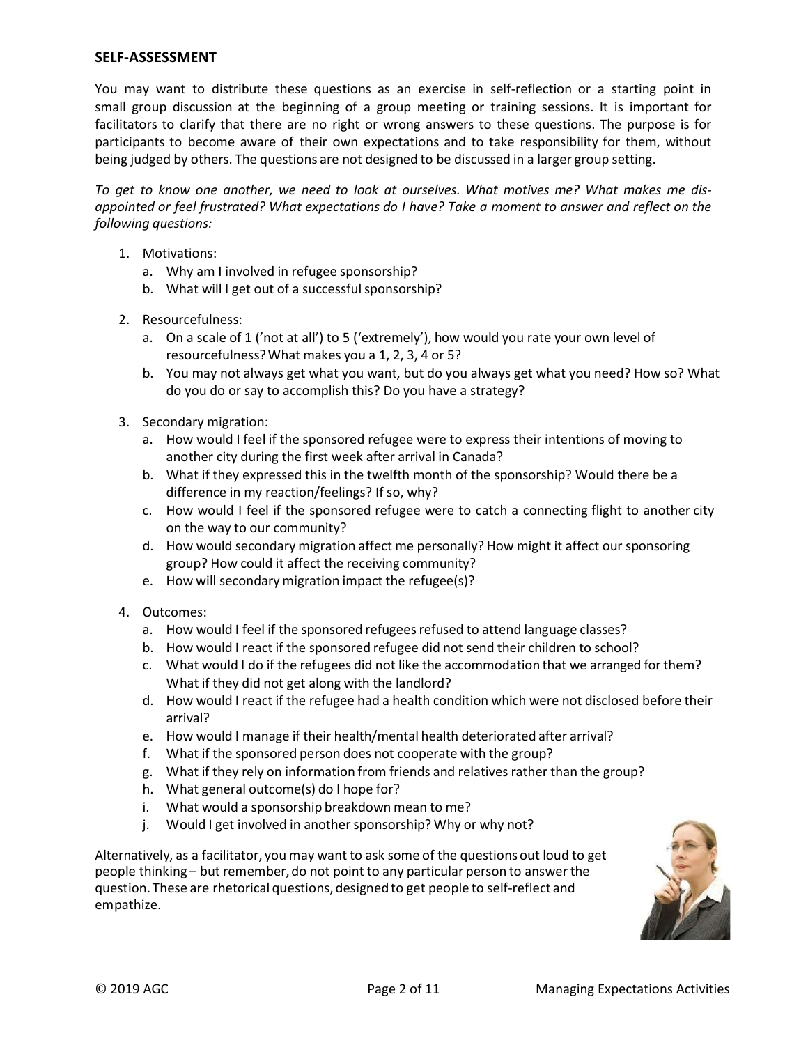## SELF-ASSESSMENT

You may want to distribute these questions as an exercise in self-reflection or a starting point in small group discussion at the beginning of a group meeting or training sessions. It is important for facilitators to clarify that there are no right or wrong answers to these questions. The purpose is for participants to become aware of their own expectations and to take responsibility for them, without being judged by others. The questions are not designed to be discussed in a larger group setting.

*To get to know one another, we need to look at ourselves. What motives me? What makes me dis-appointed or feel frustrated? What expectations do I have? Take a moment to answer and reflect on the following questions:*

1. Motivations:
   a. Why am I involved in refugee sponsorship?
   b. What will I get out of a successful sponsorship?

2. Resourcefulness:
   a. On a scale of 1 ('not at all') to 5 ('extremely'), how would you rate your own level of resourcefulness? What makes you a 1, 2, 3, 4 or 5?
   b. You may not always get what you want, but do you always get what you need? How so? What do you do or say to accomplish this? Do you have a strategy?

3. Secondary migration:
   a. How would I feel if the sponsored refugee were to express their intentions of moving to another city during the first week after arrival in Canada?
   b. What if they expressed this in the twelfth month of the sponsorship? Would there be a difference in my reaction/feelings? If so, why?
   c. How would I feel if the sponsored refugee were to catch a connecting flight to another city on the way to our community?
   d. How would secondary migration affect me personally? How might it affect our sponsoring group? How could it affect the receiving community?
   e. How will secondary migration impact the refugee(s)?

4. Outcomes:
   a. How would I feel if the sponsored refugees refused to attend language classes?
   b. How would I react if the sponsored refugee did not send their children to school?
   c. What would I do if the refugees did not like the accommodation that we arranged for them? What if they did not get along with the landlord?
   d. How would I react if the refugee had a health condition which were not disclosed before their arrival?
   e. How would I manage if their health/mental health deteriorated after arrival?
   f. What if the sponsored person does not cooperate with the group?
   g. What if they rely on information from friends and relatives rather than the group?
   h. What general outcome(s) do I hope for?
   i. What would a sponsorship breakdown mean to me?
   j. Would I get involved in another sponsorship? Why or why not?

Alternatively, as a facilitator, you may want to ask some of the questions out loud to get people thinking – but remember, do not point to any particular person to answer the question. These are rhetorical questions, designed to get people to self-reflect and empathize.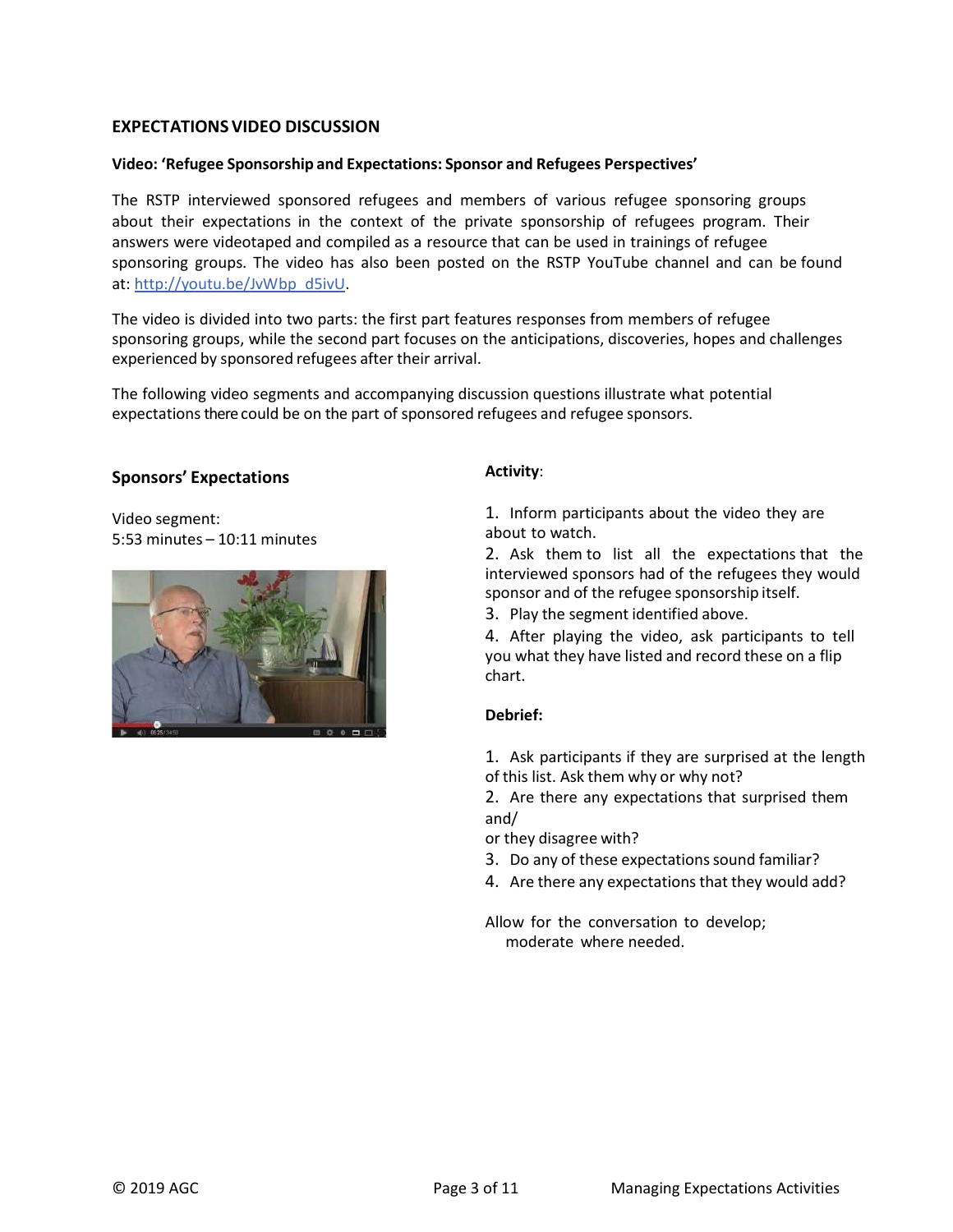## EXPECTATIONS VIDEO DISCUSSION

**Video: 'Refugee Sponsorship and Expectations: Sponsor and Refugees Perspectives'**

The RSTP interviewed sponsored refugees and members of various refugee sponsoring groups about their expectations in the context of the private sponsorship of refugees program. Their answers were videotaped and compiled as a resource that can be used in trainings of refugee sponsoring groups. The video has also been posted on the RSTP YouTube channel and can be found at: http://youtu.be/JvWbp_d5ivU.

The video is divided into two parts: the first part features responses from members of refugee sponsoring groups, while the second part focuses on the anticipations, discoveries, hopes and challenges experienced by sponsored refugees after their arrival.

The following video segments and accompanying discussion questions illustrate what potential expectations there could be on the part of sponsored refugees and refugee sponsors.

### Sponsors' Expectations

Video segment:
5:53 minutes – 10:11 minutes

**Activity**:

1. Inform participants about the video they are about to watch.
2. Ask them to list all the expectations that the interviewed sponsors had of the refugees they would sponsor and of the refugee sponsorship itself.
3. Play the segment identified above.
4. After playing the video, ask participants to tell you what they have listed and record these on a flip chart.

**Debrief:**

1. Ask participants if they are surprised at the length of this list. Ask them why or why not?
2. Are there any expectations that surprised them and/
or they disagree with?
3. Do any of these expectations sound familiar?
4. Are there any expectations that they would add?

Allow for the conversation to develop; moderate where needed.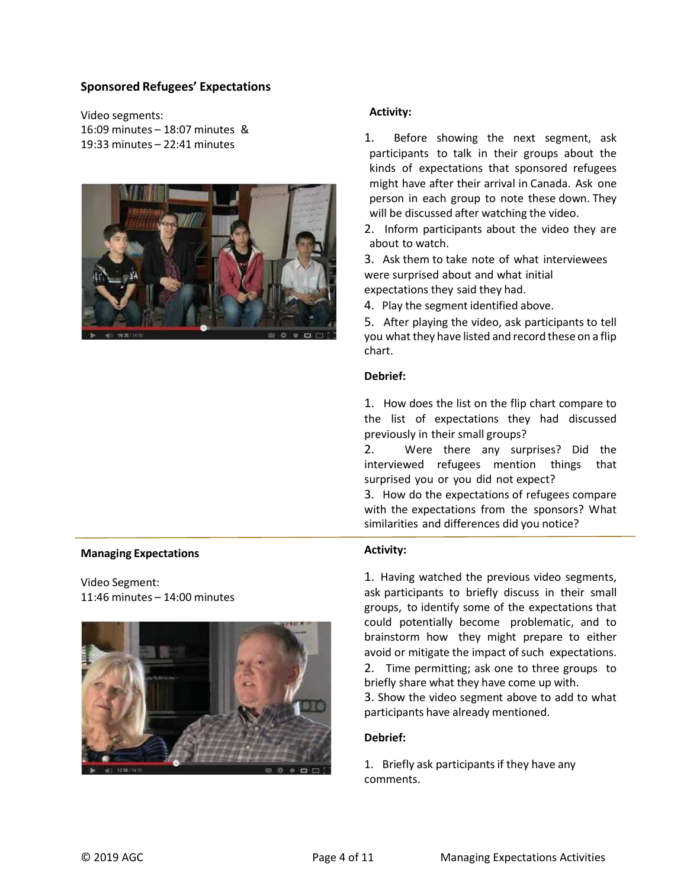## Sponsored Refugees' Expectations

Video segments:
16:09 minutes – 18:07 minutes &
19:33 minutes – 22:41 minutes

**Activity:**

1. Before showing the next segment, ask participants to talk in their groups about the kinds of expectations that sponsored refugees might have after their arrival in Canada. Ask one person in each group to note these down. They will be discussed after watching the video.
2. Inform participants about the video they are about to watch.
3. Ask them to take note of what interviewees were surprised about and what initial expectations they said they had.
4. Play the segment identified above.
5. After playing the video, ask participants to tell you what they have listed and record these on a flip chart.

**Debrief:**

1. How does the list on the flip chart compare to the list of expectations they had discussed previously in their small groups?
2. Were there any surprises? Did the interviewed refugees mention things that surprised you or you did not expect?
3. How do the expectations of refugees compare with the expectations from the sponsors? What similarities and differences did you notice?

## Managing Expectations

Video Segment:
11:46 minutes – 14:00 minutes

**Activity:**

1. Having watched the previous video segments, ask participants to briefly discuss in their small groups, to identify some of the expectations that could potentially become problematic, and to brainstorm how they might prepare to either avoid or mitigate the impact of such expectations.
2. Time permitting; ask one to three groups to briefly share what they have come up with.
3. Show the video segment above to add to what participants have already mentioned.

**Debrief:**

1. Briefly ask participants if they have any comments.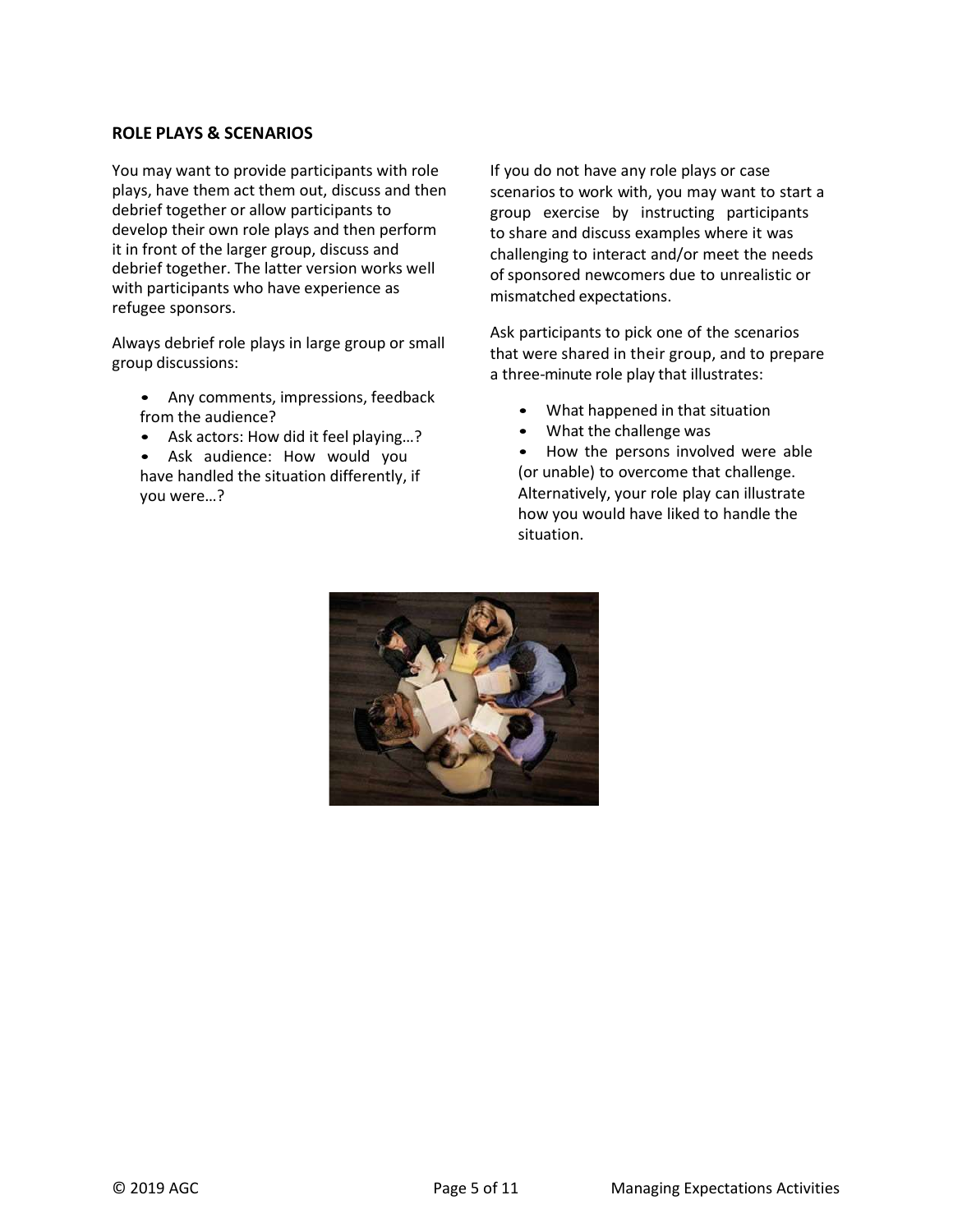### ROLE PLAYS & SCENARIOS

You may want to provide participants with role plays, have them act them out, discuss and then debrief together or allow participants to develop their own role plays and then perform it in front of the larger group, discuss and debrief together. The latter version works well with participants who have experience as refugee sponsors.

Always debrief role plays in large group or small group discussions:

- Any comments, impressions, feedback from the audience?
- Ask actors: How did it feel playing…?
- Ask audience: How would you have handled the situation differently, if you were…?

If you do not have any role plays or case scenarios to work with, you may want to start a group exercise by instructing participants to share and discuss examples where it was challenging to interact and/or meet the needs of sponsored newcomers due to unrealistic or mismatched expectations.

Ask participants to pick one of the scenarios that were shared in their group, and to prepare a three-minute role play that illustrates:

- What happened in that situation
- What the challenge was
- How the persons involved were able (or unable) to overcome that challenge. Alternatively, your role play can illustrate how you would have liked to handle the situation.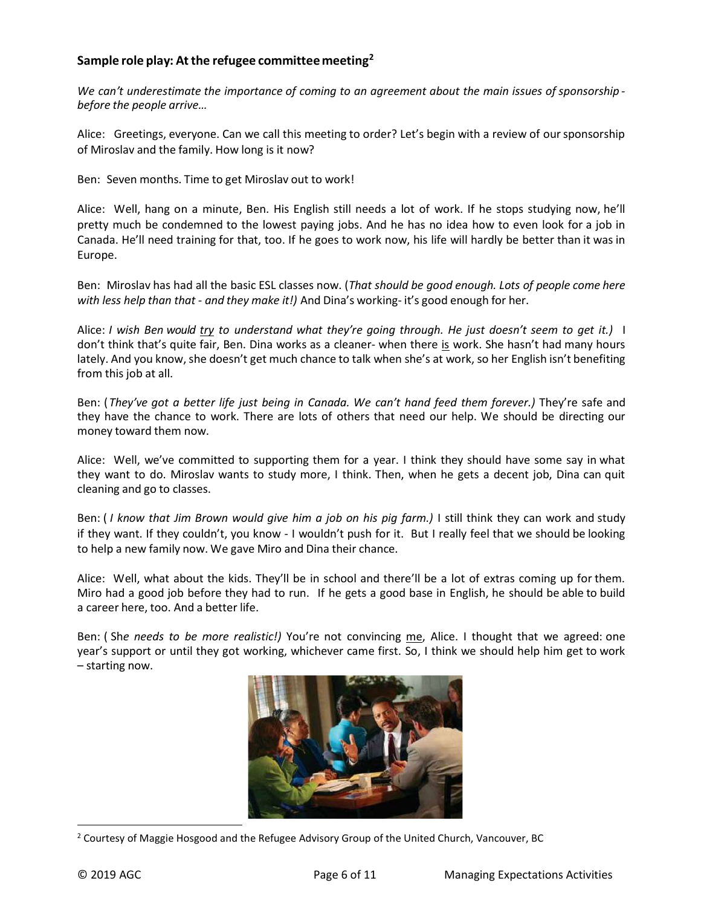### Sample role play: At the refugee committee meeting[2]

*We can't underestimate the importance of coming to an agreement about the main issues of sponsorship - before the people arrive…*

Alice: Greetings, everyone. Can we call this meeting to order? Let's begin with a review of our sponsorship of Miroslav and the family. How long is it now?

Ben: Seven months. Time to get Miroslav out to work!

Alice: Well, hang on a minute, Ben. His English still needs a lot of work. If he stops studying now, he'll pretty much be condemned to the lowest paying jobs. And he has no idea how to even look for a job in Canada. He'll need training for that, too. If he goes to work now, his life will hardly be better than it was in Europe.

Ben: Miroslav has had all the basic ESL classes now. (*That should be good enough. Lots of people come here with less help than that - and they make it!)* And Dina's working- it's good enough for her.

Alice: *I wish Ben would try to understand what they're going through. He just doesn't seem to get it.)* I don't think that's quite fair, Ben. Dina works as a cleaner- when there is work. She hasn't had many hours lately. And you know, she doesn't get much chance to talk when she's at work, so her English isn't benefiting from this job at all.

Ben: (*They've got a better life just being in Canada. We can't hand feed them forever.)* They're safe and they have the chance to work. There are lots of others that need our help. We should be directing our money toward them now.

Alice: Well, we've committed to supporting them for a year. I think they should have some say in what they want to do. Miroslav wants to study more, I think. Then, when he gets a decent job, Dina can quit cleaning and go to classes.

Ben: ( *I know that Jim Brown would give him a job on his pig farm.)* I still think they can work and study if they want. If they couldn't, you know - I wouldn't push for it. But I really feel that we should be looking to help a new family now. We gave Miro and Dina their chance.

Alice: Well, what about the kids. They'll be in school and there'll be a lot of extras coming up for them. Miro had a good job before they had to run. If he gets a good base in English, he should be able to build a career here, too. And a better life.

Ben: ( Sh*e needs to be more realistic!)* You're not convincing me, Alice. I thought that we agreed: one year's support or until they got working, whichever came first. So, I think we should help him get to work – starting now.

[2] Courtesy of Maggie Hosgood and the Refugee Advisory Group of the United Church, Vancouver, BC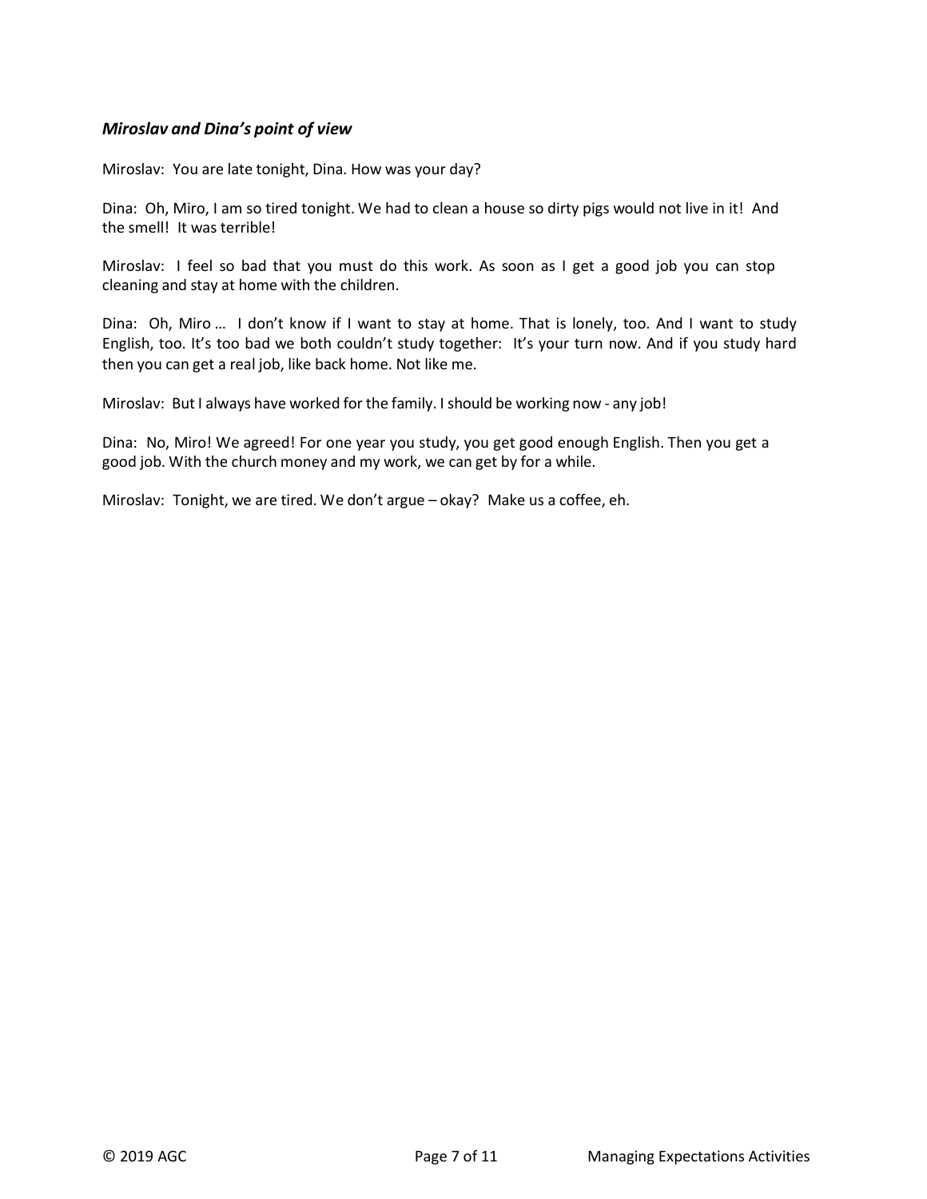### *Miroslav and Dina's point of view*

Miroslav: You are late tonight, Dina. How was your day?

Dina: Oh, Miro, I am so tired tonight. We had to clean a house so dirty pigs would not live in it! And the smell! It was terrible!

Miroslav: I feel so bad that you must do this work. As soon as I get a good job you can stop cleaning and stay at home with the children.

Dina: Oh, Miro … I don't know if I want to stay at home. That is lonely, too. And I want to study English, too. It's too bad we both couldn't study together: It's your turn now. And if you study hard then you can get a real job, like back home. Not like me.

Miroslav: But I always have worked for the family. I should be working now - any job!

Dina: No, Miro! We agreed! For one year you study, you get good enough English. Then you get a good job. With the church money and my work, we can get by for a while.

Miroslav: Tonight, we are tired. We don't argue – okay? Make us a coffee, eh.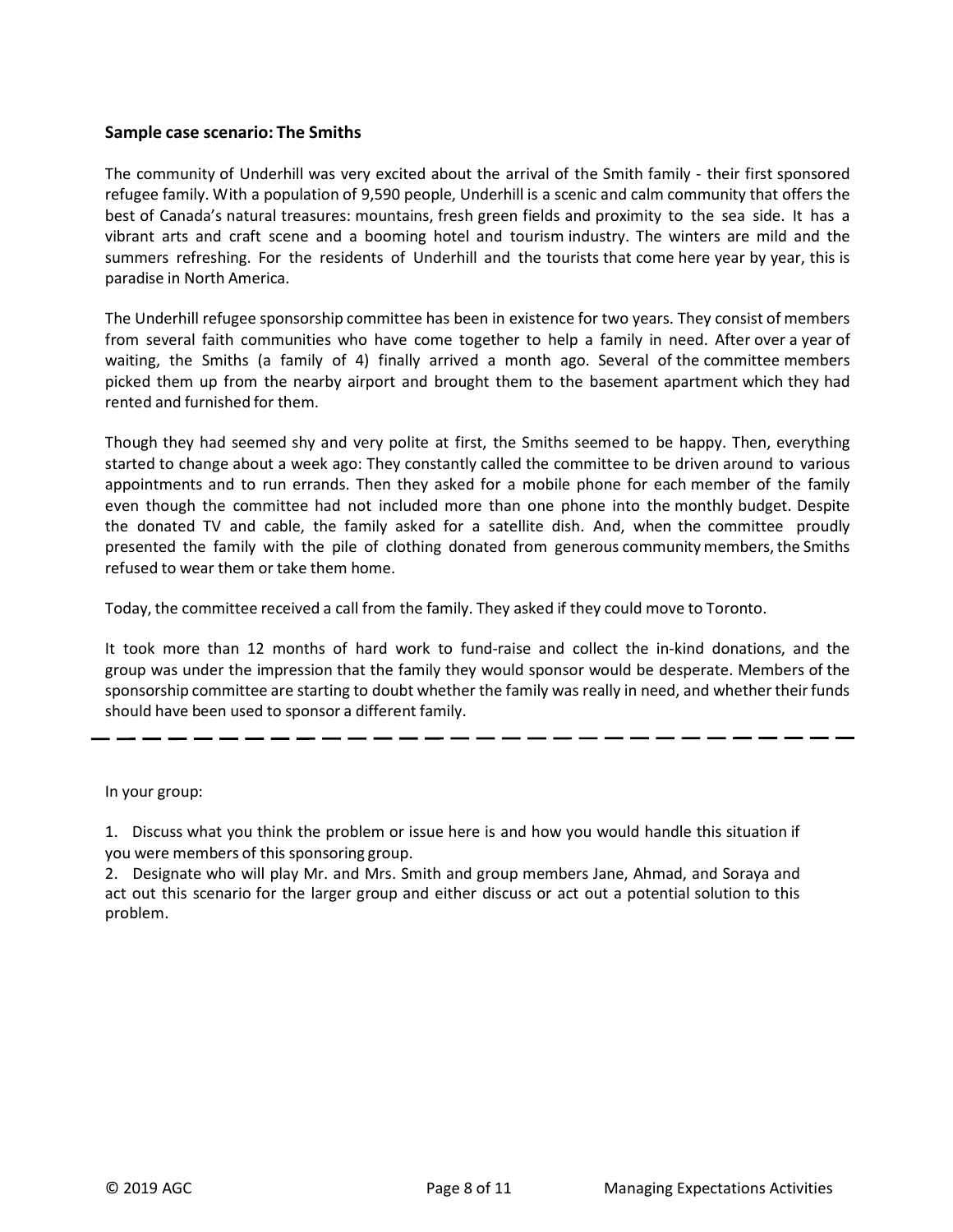**Sample case scenario: The Smiths**

The community of Underhill was very excited about the arrival of the Smith family - their first sponsored refugee family. With a population of 9,590 people, Underhill is a scenic and calm community that offers the best of Canada's natural treasures: mountains, fresh green fields and proximity to the sea side. It has a vibrant arts and craft scene and a booming hotel and tourism industry. The winters are mild and the summers refreshing. For the residents of Underhill and the tourists that come here year by year, this is paradise in North America.

The Underhill refugee sponsorship committee has been in existence for two years. They consist of members from several faith communities who have come together to help a family in need. After over a year of waiting, the Smiths (a family of 4) finally arrived a month ago. Several of the committee members picked them up from the nearby airport and brought them to the basement apartment which they had rented and furnished for them.

Though they had seemed shy and very polite at first, the Smiths seemed to be happy. Then, everything started to change about a week ago: They constantly called the committee to be driven around to various appointments and to run errands. Then they asked for a mobile phone for each member of the family even though the committee had not included more than one phone into the monthly budget. Despite the donated TV and cable, the family asked for a satellite dish. And, when the committee proudly presented the family with the pile of clothing donated from generous community members, the Smiths refused to wear them or take them home.

Today, the committee received a call from the family. They asked if they could move to Toronto.

It took more than 12 months of hard work to fund-raise and collect the in-kind donations, and the group was under the impression that the family they would sponsor would be desperate. Members of the sponsorship committee are starting to doubt whether the family was really in need, and whether their funds should have been used to sponsor a different family.

---

In your group:

1. Discuss what you think the problem or issue here is and how you would handle this situation if you were members of this sponsoring group.
2. Designate who will play Mr. and Mrs. Smith and group members Jane, Ahmad, and Soraya and act out this scenario for the larger group and either discuss or act out a potential solution to this problem.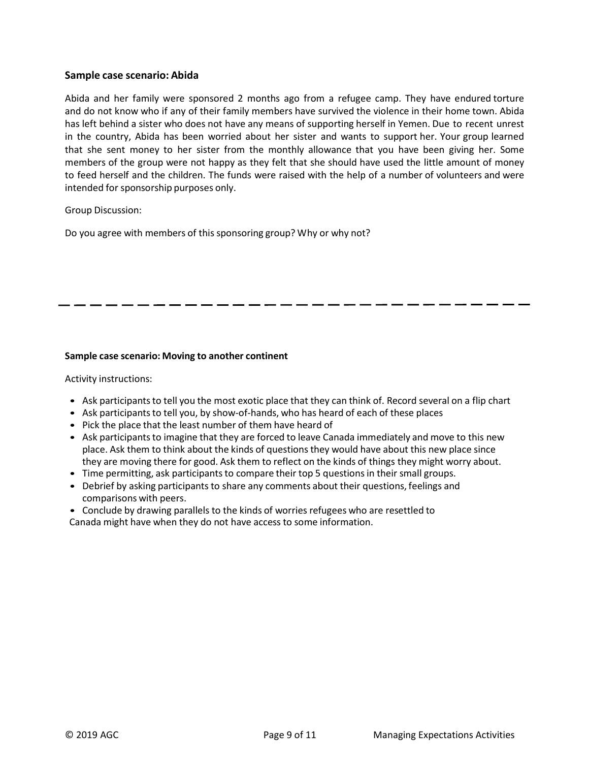### Sample case scenario: Abida

Abida and her family were sponsored 2 months ago from a refugee camp. They have endured torture and do not know who if any of their family members have survived the violence in their home town. Abida has left behind a sister who does not have any means of supporting herself in Yemen. Due to recent unrest in the country, Abida has been worried about her sister and wants to support her. Your group learned that she sent money to her sister from the monthly allowance that you have been giving her. Some members of the group were not happy as they felt that she should have used the little amount of money to feed herself and the children. The funds were raised with the help of a number of volunteers and were intended for sponsorship purposes only.

Group Discussion:

Do you agree with members of this sponsoring group? Why or why not?

---

### Sample case scenario: Moving to another continent

Activity instructions:

- Ask participants to tell you the most exotic place that they can think of. Record several on a flip chart
- Ask participants to tell you, by show-of-hands, who has heard of each of these places
- Pick the place that the least number of them have heard of
- Ask participants to imagine that they are forced to leave Canada immediately and move to this new place. Ask them to think about the kinds of questions they would have about this new place since they are moving there for good. Ask them to reflect on the kinds of things they might worry about.
- Time permitting, ask participants to compare their top 5 questions in their small groups.
- Debrief by asking participants to share any comments about their questions, feelings and comparisons with peers.
- Conclude by drawing parallels to the kinds of worries refugees who are resettled to Canada might have when they do not have access to some information.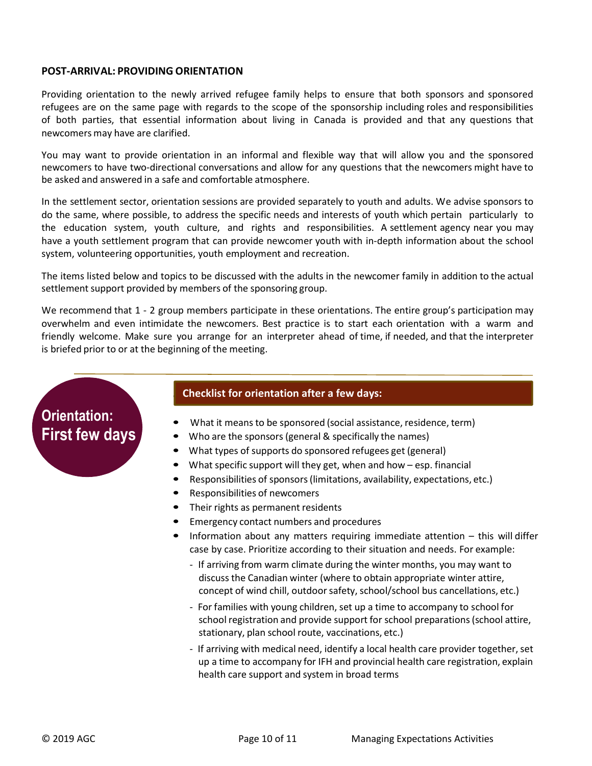**POST-ARRIVAL: PROVIDING ORIENTATION**

Providing orientation to the newly arrived refugee family helps to ensure that both sponsors and sponsored refugees are on the same page with regards to the scope of the sponsorship including roles and responsibilities of both parties, that essential information about living in Canada is provided and that any questions that newcomers may have are clarified.

You may want to provide orientation in an informal and flexible way that will allow you and the sponsored newcomers to have two-directional conversations and allow for any questions that the newcomers might have to be asked and answered in a safe and comfortable atmosphere.

In the settlement sector, orientation sessions are provided separately to youth and adults. We advise sponsors to do the same, where possible, to address the specific needs and interests of youth which pertain particularly to the education system, youth culture, and rights and responsibilities. A settlement agency near you may have a youth settlement program that can provide newcomer youth with in-depth information about the school system, volunteering opportunities, youth employment and recreation.

The items listed below and topics to be discussed with the adults in the newcomer family in addition to the actual settlement support provided by members of the sponsoring group.

We recommend that 1 - 2 group members participate in these orientations. The entire group's participation may overwhelm and even intimidate the newcomers. Best practice is to start each orientation with a warm and friendly welcome. Make sure you arrange for an interpreter ahead of time, if needed, and that the interpreter is briefed prior to or at the beginning of the meeting.

## Orientation: First few days

**Checklist for orientation after a few days:**

- What it means to be sponsored (social assistance, residence, term)
- Who are the sponsors (general & specifically the names)
- What types of supports do sponsored refugees get (general)
- What specific support will they get, when and how – esp. financial
- Responsibilities of sponsors (limitations, availability, expectations, etc.)
- Responsibilities of newcomers
- Their rights as permanent residents
- Emergency contact numbers and procedures
- Information about any matters requiring immediate attention – this will differ case by case. Prioritize according to their situation and needs. For example:
  - If arriving from warm climate during the winter months, you may want to discuss the Canadian winter (where to obtain appropriate winter attire, concept of wind chill, outdoor safety, school/school bus cancellations, etc.)
  - For families with young children, set up a time to accompany to school for school registration and provide support for school preparations (school attire, stationary, plan school route, vaccinations, etc.)
  - If arriving with medical need, identify a local health care provider together, set up a time to accompany for IFH and provincial health care registration, explain health care support and system in broad terms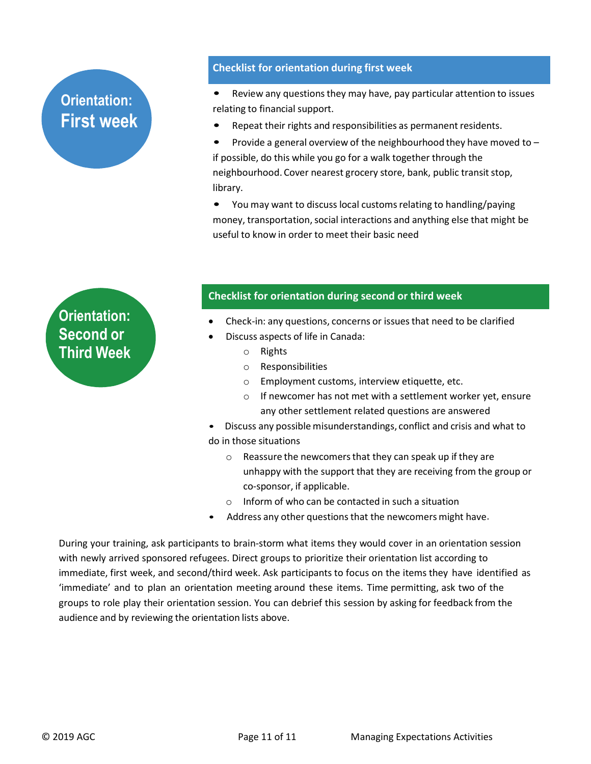## Orientation: First week

### Checklist for orientation during first week

- Review any questions they may have, pay particular attention to issues relating to financial support.
- Repeat their rights and responsibilities as permanent residents.
- Provide a general overview of the neighbourhood they have moved to – if possible, do this while you go for a walk together through the neighbourhood. Cover nearest grocery store, bank, public transit stop, library.
- You may want to discuss local customs relating to handling/paying money, transportation, social interactions and anything else that might be useful to know in order to meet their basic need

## Orientation: Second or Third Week

### Checklist for orientation during second or third week

- Check-in: any questions, concerns or issues that need to be clarified
- Discuss aspects of life in Canada:
  - Rights
  - Responsibilities
  - Employment customs, interview etiquette, etc.
  - If newcomer has not met with a settlement worker yet, ensure any other settlement related questions are answered
- Discuss any possible misunderstandings, conflict and crisis and what to do in those situations
  - Reassure the newcomers that they can speak up if they are unhappy with the support that they are receiving from the group or co-sponsor, if applicable.
  - Inform of who can be contacted in such a situation
- Address any other questions that the newcomers might have.

During your training, ask participants to brain-storm what items they would cover in an orientation session with newly arrived sponsored refugees. Direct groups to prioritize their orientation list according to immediate, first week, and second/third week. Ask participants to focus on the items they have identified as 'immediate' and to plan an orientation meeting around these items. Time permitting, ask two of the groups to role play their orientation session. You can debrief this session by asking for feedback from the audience and by reviewing the orientation lists above.